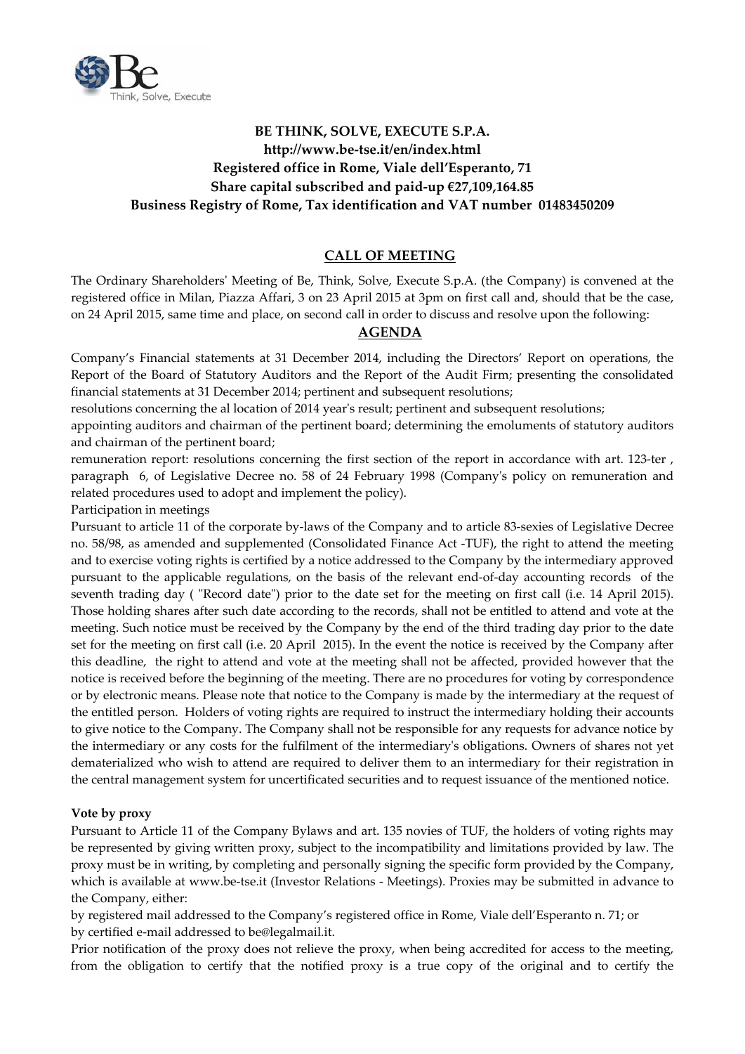**BE THINK, SOLVE, EXECUTE S.P.A.**
**http://www.be-tse.it/en/index.html**
**Registered office in Rome, Viale dell'Esperanto, 71**
**Share capital subscribed and paid-up €27,109,164.85**
**Business Registry of Rome, Tax identification and VAT number 01483450209**

## CALL OF MEETING

The Ordinary Shareholders' Meeting of Be, Think, Solve, Execute S.p.A. (the Company) is convened at the registered office in Milan, Piazza Affari, 3 on 23 April 2015 at 3pm on first call and, should that be the case, on 24 April 2015, same time and place, on second call in order to discuss and resolve upon the following:

## AGENDA

Company's Financial statements at 31 December 2014, including the Directors' Report on operations, the Report of the Board of Statutory Auditors and the Report of the Audit Firm; presenting the consolidated financial statements at 31 December 2014; pertinent and subsequent resolutions;

resolutions concerning the al location of 2014 year's result; pertinent and subsequent resolutions;

appointing auditors and chairman of the pertinent board; determining the emoluments of statutory auditors and chairman of the pertinent board;

remuneration report: resolutions concerning the first section of the report in accordance with art. 123-ter , paragraph 6, of Legislative Decree no. 58 of 24 February 1998 (Company's policy on remuneration and related procedures used to adopt and implement the policy).

Participation in meetings

Pursuant to article 11 of the corporate by-laws of the Company and to article 83-sexies of Legislative Decree no. 58/98, as amended and supplemented (Consolidated Finance Act -TUF), the right to attend the meeting and to exercise voting rights is certified by a notice addressed to the Company by the intermediary approved pursuant to the applicable regulations, on the basis of the relevant end-of-day accounting records of the seventh trading day ( "Record date") prior to the date set for the meeting on first call (i.e. 14 April 2015). Those holding shares after such date according to the records, shall not be entitled to attend and vote at the meeting. Such notice must be received by the Company by the end of the third trading day prior to the date set for the meeting on first call (i.e. 20 April 2015). In the event the notice is received by the Company after this deadline, the right to attend and vote at the meeting shall not be affected, provided however that the notice is received before the beginning of the meeting. There are no procedures for voting by correspondence or by electronic means. Please note that notice to the Company is made by the intermediary at the request of the entitled person. Holders of voting rights are required to instruct the intermediary holding their accounts to give notice to the Company. The Company shall not be responsible for any requests for advance notice by the intermediary or any costs for the fulfilment of the intermediary's obligations. Owners of shares not yet dematerialized who wish to attend are required to deliver them to an intermediary for their registration in the central management system for uncertificated securities and to request issuance of the mentioned notice.

**Vote by proxy**

Pursuant to Article 11 of the Company Bylaws and art. 135 novies of TUF, the holders of voting rights may be represented by giving written proxy, subject to the incompatibility and limitations provided by law. The proxy must be in writing, by completing and personally signing the specific form provided by the Company, which is available at www.be-tse.it (Investor Relations - Meetings). Proxies may be submitted in advance to the Company, either:

by registered mail addressed to the Company's registered office in Rome, Viale dell'Esperanto n. 71; or

by certified e-mail addressed to be@legalmail.it.

Prior notification of the proxy does not relieve the proxy, when being accredited for access to the meeting, from the obligation to certify that the notified proxy is a true copy of the original and to certify the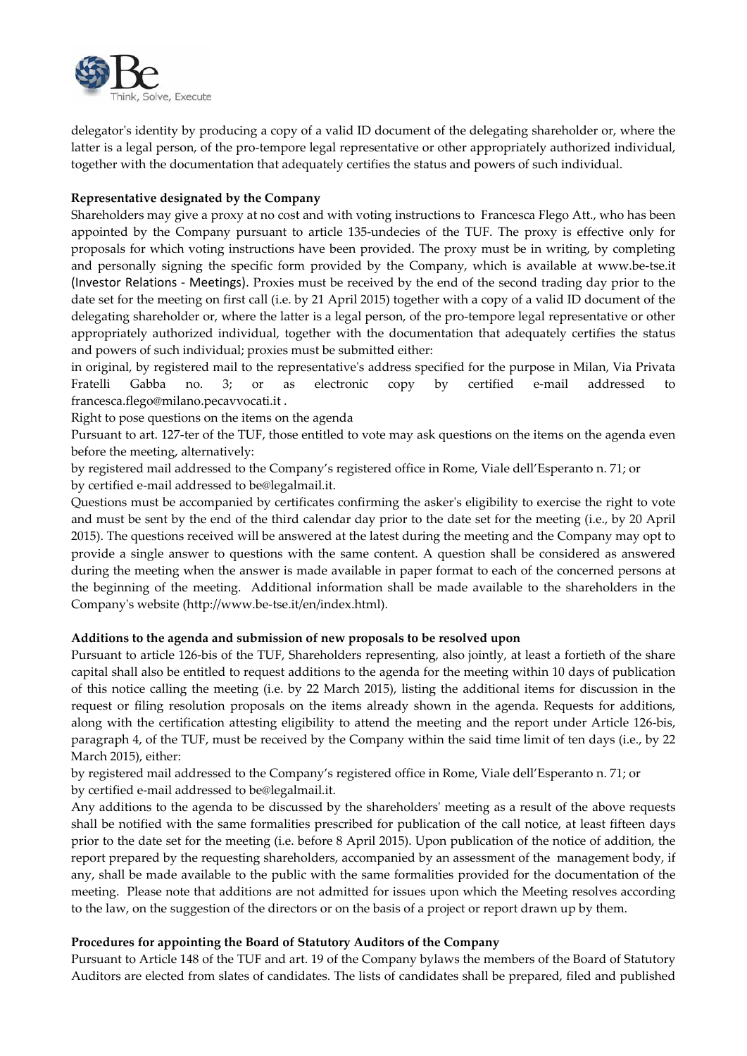delegator's identity by producing a copy of a valid ID document of the delegating shareholder or, where the latter is a legal person, of the pro-tempore legal representative or other appropriately authorized individual, together with the documentation that adequately certifies the status and powers of such individual.

**Representative designated by the Company**

Shareholders may give a proxy at no cost and with voting instructions to Francesca Flego Att., who has been appointed by the Company pursuant to article 135-undecies of the TUF. The proxy is effective only for proposals for which voting instructions have been provided. The proxy must be in writing, by completing and personally signing the specific form provided by the Company, which is available at www.be-tse.it (Investor Relations - Meetings). Proxies must be received by the end of the second trading day prior to the date set for the meeting on first call (i.e. by 21 April 2015) together with a copy of a valid ID document of the delegating shareholder or, where the latter is a legal person, of the pro-tempore legal representative or other appropriately authorized individual, together with the documentation that adequately certifies the status and powers of such individual; proxies must be submitted either:

in original, by registered mail to the representative's address specified for the purpose in Milan, Via Privata Fratelli Gabba no. 3; or as electronic copy by certified e-mail addressed to francesca.flego@milano.pecavvocati.it .

Right to pose questions on the items on the agenda

Pursuant to art. 127-ter of the TUF, those entitled to vote may ask questions on the items on the agenda even before the meeting, alternatively:

by registered mail addressed to the Company's registered office in Rome, Viale dell'Esperanto n. 71; or
by certified e-mail addressed to be@legalmail.it.

Questions must be accompanied by certificates confirming the asker's eligibility to exercise the right to vote and must be sent by the end of the third calendar day prior to the date set for the meeting (i.e., by 20 April 2015). The questions received will be answered at the latest during the meeting and the Company may opt to provide a single answer to questions with the same content. A question shall be considered as answered during the meeting when the answer is made available in paper format to each of the concerned persons at the beginning of the meeting. Additional information shall be made available to the shareholders in the Company's website (http://www.be-tse.it/en/index.html).

**Additions to the agenda and submission of new proposals to be resolved upon**

Pursuant to article 126-bis of the TUF, Shareholders representing, also jointly, at least a fortieth of the share capital shall also be entitled to request additions to the agenda for the meeting within 10 days of publication of this notice calling the meeting (i.e. by 22 March 2015), listing the additional items for discussion in the request or filing resolution proposals on the items already shown in the agenda. Requests for additions, along with the certification attesting eligibility to attend the meeting and the report under Article 126-bis, paragraph 4, of the TUF, must be received by the Company within the said time limit of ten days (i.e., by 22 March 2015), either:

by registered mail addressed to the Company's registered office in Rome, Viale dell'Esperanto n. 71; or
by certified e-mail addressed to be@legalmail.it.

Any additions to the agenda to be discussed by the shareholders' meeting as a result of the above requests shall be notified with the same formalities prescribed for publication of the call notice, at least fifteen days prior to the date set for the meeting (i.e. before 8 April 2015). Upon publication of the notice of addition, the report prepared by the requesting shareholders, accompanied by an assessment of the management body, if any, shall be made available to the public with the same formalities provided for the documentation of the meeting. Please note that additions are not admitted for issues upon which the Meeting resolves according to the law, on the suggestion of the directors or on the basis of a project or report drawn up by them.

**Procedures for appointing the Board of Statutory Auditors of the Company**

Pursuant to Article 148 of the TUF and art. 19 of the Company bylaws the members of the Board of Statutory Auditors are elected from slates of candidates. The lists of candidates shall be prepared, filed and published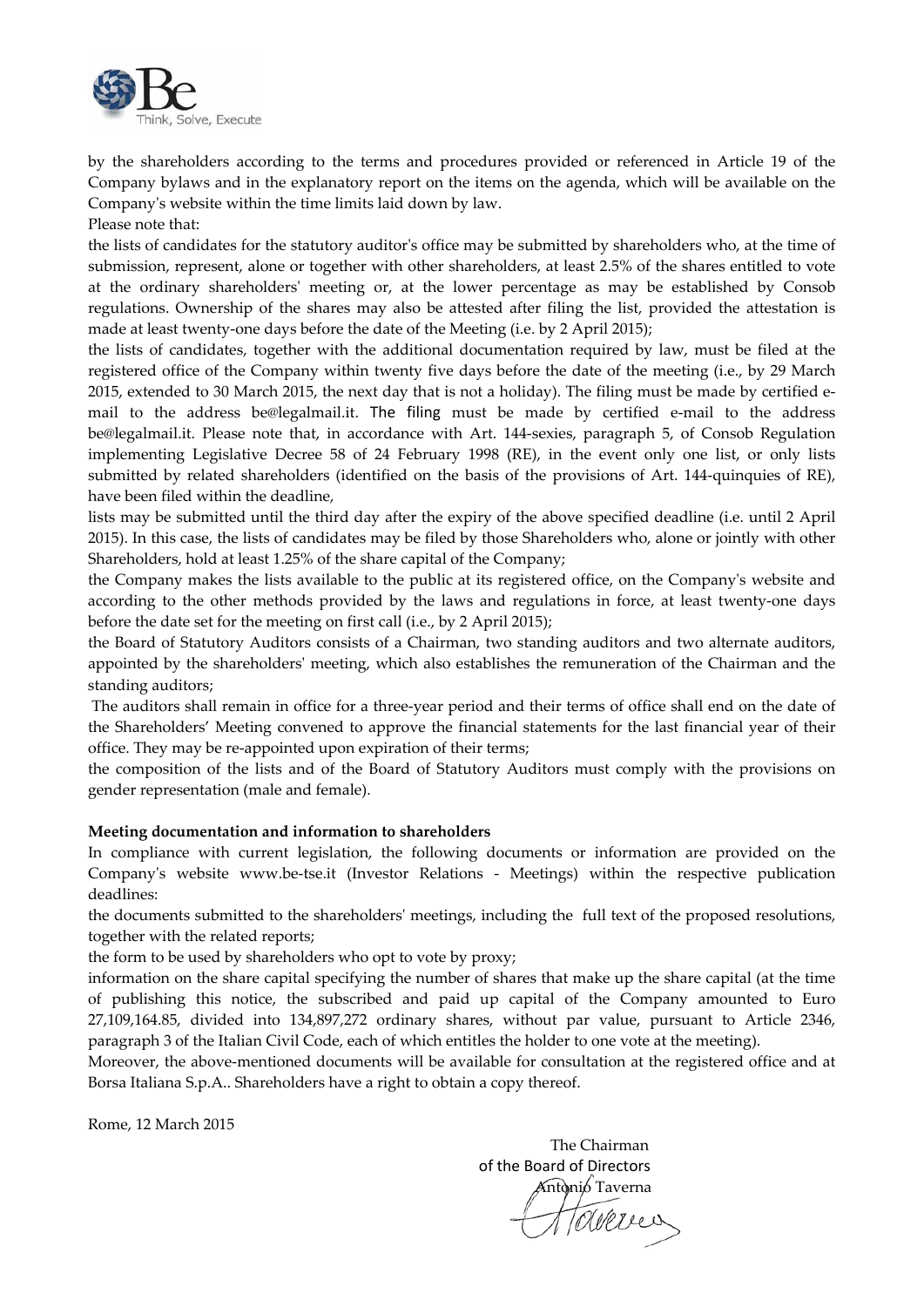by the shareholders according to the terms and procedures provided or referenced in Article 19 of the Company bylaws and in the explanatory report on the items on the agenda, which will be available on the Company's website within the time limits laid down by law.

Please note that:

the lists of candidates for the statutory auditor's office may be submitted by shareholders who, at the time of submission, represent, alone or together with other shareholders, at least 2.5% of the shares entitled to vote at the ordinary shareholders' meeting or, at the lower percentage as may be established by Consob regulations. Ownership of the shares may also be attested after filing the list, provided the attestation is made at least twenty-one days before the date of the Meeting (i.e. by 2 April 2015);

the lists of candidates, together with the additional documentation required by law, must be filed at the registered office of the Company within twenty five days before the date of the meeting (i.e., by 29 March 2015, extended to 30 March 2015, the next day that is not a holiday). The filing must be made by certified e-mail to the address be@legalmail.it. The filing must be made by certified e-mail to the address be@legalmail.it. Please note that, in accordance with Art. 144-sexies, paragraph 5, of Consob Regulation implementing Legislative Decree 58 of 24 February 1998 (RE), in the event only one list, or only lists submitted by related shareholders (identified on the basis of the provisions of Art. 144-quinquies of RE), have been filed within the deadline,

lists may be submitted until the third day after the expiry of the above specified deadline (i.e. until 2 April 2015). In this case, the lists of candidates may be filed by those Shareholders who, alone or jointly with other Shareholders, hold at least 1.25% of the share capital of the Company;

the Company makes the lists available to the public at its registered office, on the Company's website and according to the other methods provided by the laws and regulations in force, at least twenty-one days before the date set for the meeting on first call (i.e., by 2 April 2015);

the Board of Statutory Auditors consists of a Chairman, two standing auditors and two alternate auditors, appointed by the shareholders' meeting, which also establishes the remuneration of the Chairman and the standing auditors;

The auditors shall remain in office for a three-year period and their terms of office shall end on the date of the Shareholders' Meeting convened to approve the financial statements for the last financial year of their office. They may be re-appointed upon expiration of their terms;

the composition of the lists and of the Board of Statutory Auditors must comply with the provisions on gender representation (male and female).

**Meeting documentation and information to shareholders**

In compliance with current legislation, the following documents or information are provided on the Company's website www.be-tse.it (Investor Relations - Meetings) within the respective publication deadlines:

the documents submitted to the shareholders' meetings, including the full text of the proposed resolutions, together with the related reports;

the form to be used by shareholders who opt to vote by proxy;

information on the share capital specifying the number of shares that make up the share capital (at the time of publishing this notice, the subscribed and paid up capital of the Company amounted to Euro 27,109,164.85, divided into 134,897,272 ordinary shares, without par value, pursuant to Article 2346, paragraph 3 of the Italian Civil Code, each of which entitles the holder to one vote at the meeting).

Moreover, the above-mentioned documents will be available for consultation at the registered office and at Borsa Italiana S.p.A.. Shareholders have a right to obtain a copy thereof.

Rome, 12 March 2015

The Chairman
of the Board of Directors
Antonio Taverna